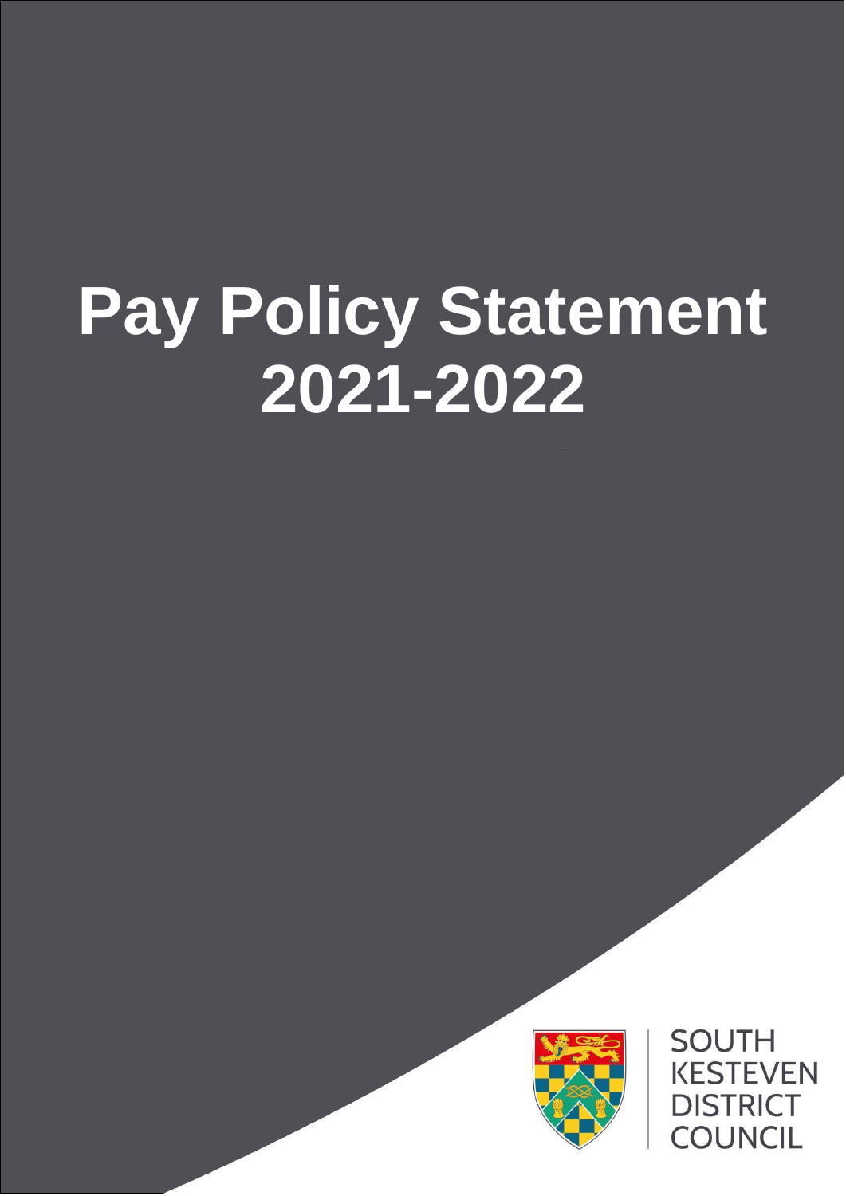# Pay Policy Statement 2021-2022

SOUTH KESTEVEN DISTRICT COUNCIL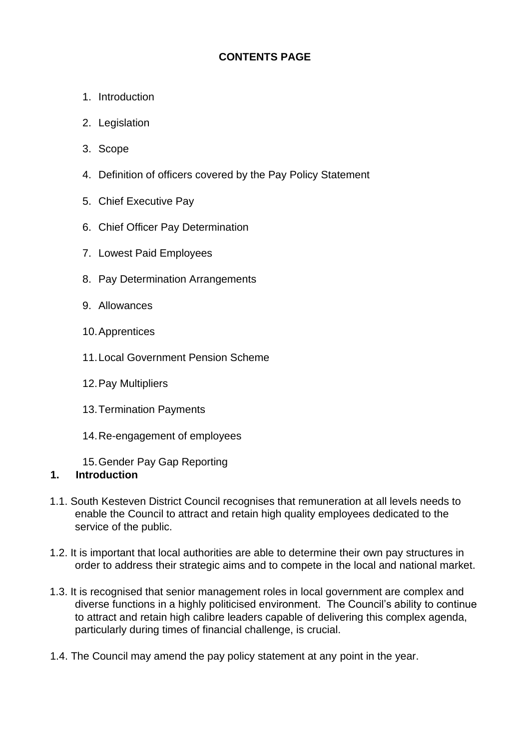**CONTENTS PAGE**

1. Introduction
2. Legislation
3. Scope
4. Definition of officers covered by the Pay Policy Statement
5. Chief Executive Pay
6. Chief Officer Pay Determination
7. Lowest Paid Employees
8. Pay Determination Arrangements
9. Allowances
10. Apprentices
11. Local Government Pension Scheme
12. Pay Multipliers
13. Termination Payments
14. Re-engagement of employees
15. Gender Pay Gap Reporting

## 1. Introduction

1.1. South Kesteven District Council recognises that remuneration at all levels needs to enable the Council to attract and retain high quality employees dedicated to the service of the public.

1.2. It is important that local authorities are able to determine their own pay structures in order to address their strategic aims and to compete in the local and national market.

1.3. It is recognised that senior management roles in local government are complex and diverse functions in a highly politicised environment. The Council's ability to continue to attract and retain high calibre leaders capable of delivering this complex agenda, particularly during times of financial challenge, is crucial.

1.4. The Council may amend the pay policy statement at any point in the year.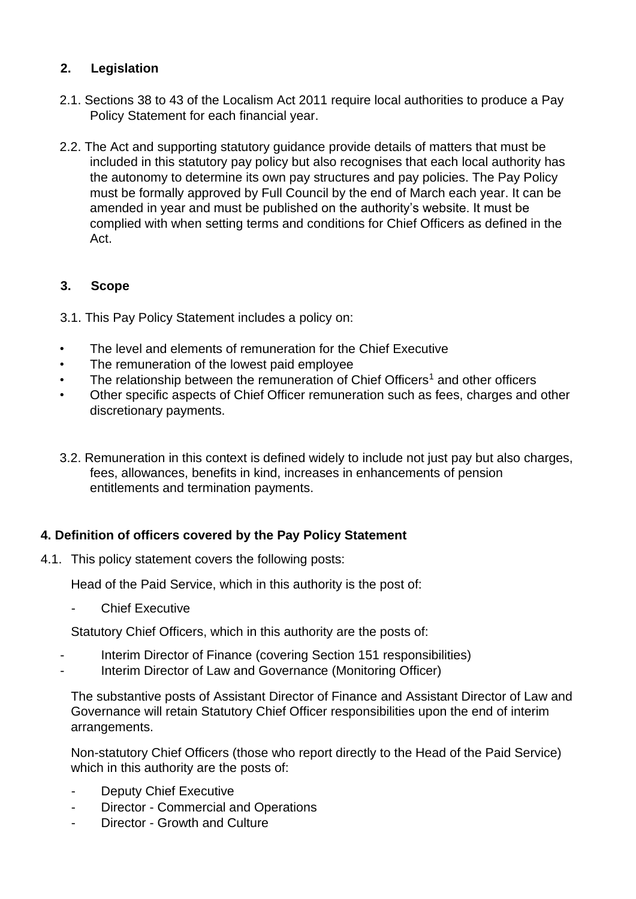## 2. Legislation

2.1. Sections 38 to 43 of the Localism Act 2011 require local authorities to produce a Pay Policy Statement for each financial year.

2.2. The Act and supporting statutory guidance provide details of matters that must be included in this statutory pay policy but also recognises that each local authority has the autonomy to determine its own pay structures and pay policies. The Pay Policy must be formally approved by Full Council by the end of March each year. It can be amended in year and must be published on the authority's website. It must be complied with when setting terms and conditions for Chief Officers as defined in the Act.

## 3. Scope

3.1. This Pay Policy Statement includes a policy on:

- The level and elements of remuneration for the Chief Executive
- The remuneration of the lowest paid employee
- The relationship between the remuneration of Chief Officers[1] and other officers
- Other specific aspects of Chief Officer remuneration such as fees, charges and other discretionary payments.

3.2. Remuneration in this context is defined widely to include not just pay but also charges, fees, allowances, benefits in kind, increases in enhancements of pension entitlements and termination payments.

## 4. Definition of officers covered by the Pay Policy Statement

4.1. This policy statement covers the following posts:

Head of the Paid Service, which in this authority is the post of:

- Chief Executive

Statutory Chief Officers, which in this authority are the posts of:

- Interim Director of Finance (covering Section 151 responsibilities)
- Interim Director of Law and Governance (Monitoring Officer)

The substantive posts of Assistant Director of Finance and Assistant Director of Law and Governance will retain Statutory Chief Officer responsibilities upon the end of interim arrangements.

Non-statutory Chief Officers (those who report directly to the Head of the Paid Service) which in this authority are the posts of:

- Deputy Chief Executive
- Director - Commercial and Operations
- Director - Growth and Culture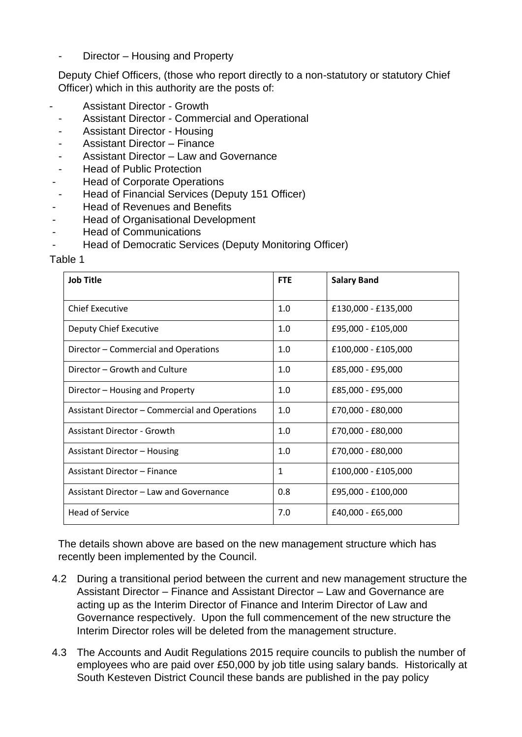- Director – Housing and Property

Deputy Chief Officers, (those who report directly to a non-statutory or statutory Chief Officer) which in this authority are the posts of:

- Assistant Director - Growth
- Assistant Director - Commercial and Operational
- Assistant Director - Housing
- Assistant Director – Finance
- Assistant Director – Law and Governance
- Head of Public Protection
- Head of Corporate Operations
- Head of Financial Services (Deputy 151 Officer)
- Head of Revenues and Benefits
- Head of Organisational Development
- Head of Communications
- Head of Democratic Services (Deputy Monitoring Officer)

Table 1

| Job Title | FTE | Salary Band |
|---|---|---|
| Chief Executive | 1.0 | £130,000 - £135,000 |
| Deputy Chief Executive | 1.0 | £95,000 - £105,000 |
| Director – Commercial and Operations | 1.0 | £100,000 - £105,000 |
| Director – Growth and Culture | 1.0 | £85,000 - £95,000 |
| Director – Housing and Property | 1.0 | £85,000 - £95,000 |
| Assistant Director – Commercial and Operations | 1.0 | £70,000 - £80,000 |
| Assistant Director - Growth | 1.0 | £70,000 - £80,000 |
| Assistant Director – Housing | 1.0 | £70,000 - £80,000 |
| Assistant Director – Finance | 1 | £100,000 - £105,000 |
| Assistant Director – Law and Governance | 0.8 | £95,000 - £100,000 |
| Head of Service | 7.0 | £40,000 - £65,000 |

The details shown above are based on the new management structure which has recently been implemented by the Council.

4.2 During a transitional period between the current and new management structure the Assistant Director – Finance and Assistant Director – Law and Governance are acting up as the Interim Director of Finance and Interim Director of Law and Governance respectively. Upon the full commencement of the new structure the Interim Director roles will be deleted from the management structure.

4.3 The Accounts and Audit Regulations 2015 require councils to publish the number of employees who are paid over £50,000 by job title using salary bands. Historically at South Kesteven District Council these bands are published in the pay policy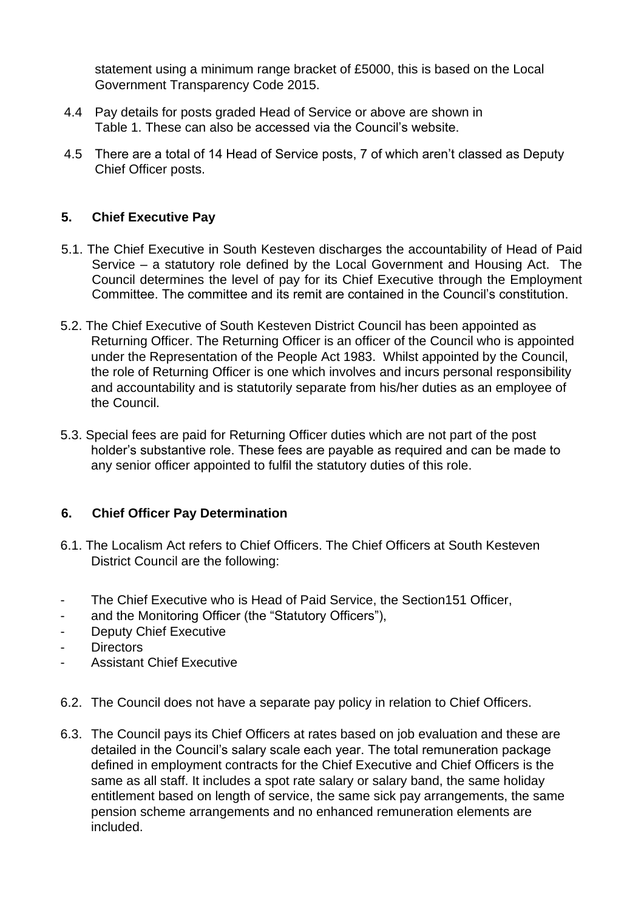statement using a minimum range bracket of £5000, this is based on the Local Government Transparency Code 2015.

4.4 Pay details for posts graded Head of Service or above are shown in Table 1. These can also be accessed via the Council's website.

4.5 There are a total of 14 Head of Service posts, 7 of which aren't classed as Deputy Chief Officer posts.

## 5. Chief Executive Pay

5.1. The Chief Executive in South Kesteven discharges the accountability of Head of Paid Service – a statutory role defined by the Local Government and Housing Act. The Council determines the level of pay for its Chief Executive through the Employment Committee. The committee and its remit are contained in the Council's constitution.

5.2. The Chief Executive of South Kesteven District Council has been appointed as Returning Officer. The Returning Officer is an officer of the Council who is appointed under the Representation of the People Act 1983. Whilst appointed by the Council, the role of Returning Officer is one which involves and incurs personal responsibility and accountability and is statutorily separate from his/her duties as an employee of the Council.

5.3. Special fees are paid for Returning Officer duties which are not part of the post holder's substantive role. These fees are payable as required and can be made to any senior officer appointed to fulfil the statutory duties of this role.

## 6. Chief Officer Pay Determination

6.1. The Localism Act refers to Chief Officers. The Chief Officers at South Kesteven District Council are the following:

- The Chief Executive who is Head of Paid Service, the Section151 Officer,
- and the Monitoring Officer (the "Statutory Officers"),
- Deputy Chief Executive
- Directors
- Assistant Chief Executive

6.2. The Council does not have a separate pay policy in relation to Chief Officers.

6.3. The Council pays its Chief Officers at rates based on job evaluation and these are detailed in the Council's salary scale each year. The total remuneration package defined in employment contracts for the Chief Executive and Chief Officers is the same as all staff. It includes a spot rate salary or salary band, the same holiday entitlement based on length of service, the same sick pay arrangements, the same pension scheme arrangements and no enhanced remuneration elements are included.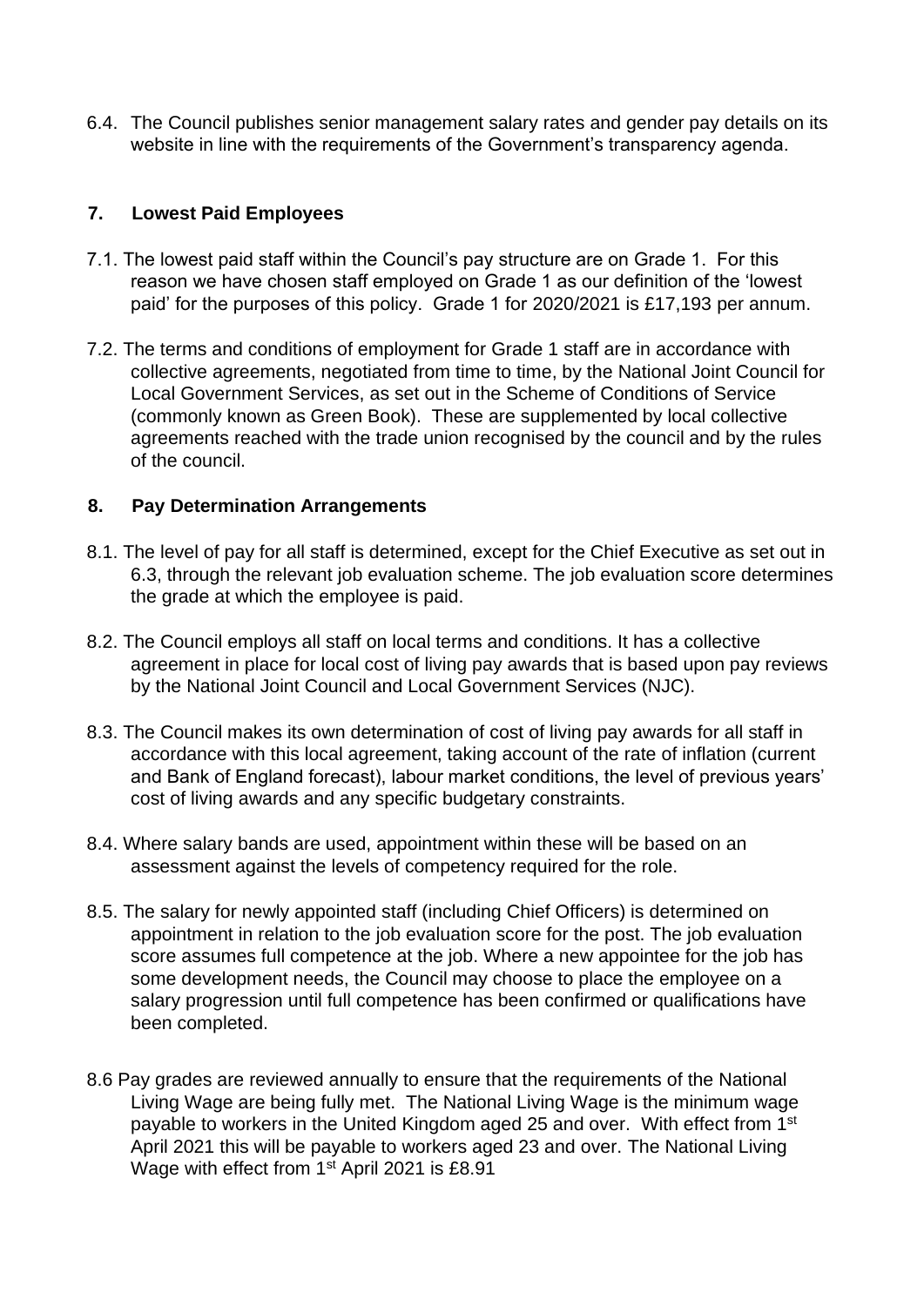6.4. The Council publishes senior management salary rates and gender pay details on its website in line with the requirements of the Government's transparency agenda.

## 7. Lowest Paid Employees

7.1. The lowest paid staff within the Council's pay structure are on Grade 1. For this reason we have chosen staff employed on Grade 1 as our definition of the 'lowest paid' for the purposes of this policy. Grade 1 for 2020/2021 is £17,193 per annum.

7.2. The terms and conditions of employment for Grade 1 staff are in accordance with collective agreements, negotiated from time to time, by the National Joint Council for Local Government Services, as set out in the Scheme of Conditions of Service (commonly known as Green Book). These are supplemented by local collective agreements reached with the trade union recognised by the council and by the rules of the council.

## 8. Pay Determination Arrangements

8.1. The level of pay for all staff is determined, except for the Chief Executive as set out in 6.3, through the relevant job evaluation scheme. The job evaluation score determines the grade at which the employee is paid.

8.2. The Council employs all staff on local terms and conditions. It has a collective agreement in place for local cost of living pay awards that is based upon pay reviews by the National Joint Council and Local Government Services (NJC).

8.3. The Council makes its own determination of cost of living pay awards for all staff in accordance with this local agreement, taking account of the rate of inflation (current and Bank of England forecast), labour market conditions, the level of previous years' cost of living awards and any specific budgetary constraints.

8.4. Where salary bands are used, appointment within these will be based on an assessment against the levels of competency required for the role.

8.5. The salary for newly appointed staff (including Chief Officers) is determined on appointment in relation to the job evaluation score for the post. The job evaluation score assumes full competence at the job. Where a new appointee for the job has some development needs, the Council may choose to place the employee on a salary progression until full competence has been confirmed or qualifications have been completed.

8.6 Pay grades are reviewed annually to ensure that the requirements of the National Living Wage are being fully met. The National Living Wage is the minimum wage payable to workers in the United Kingdom aged 25 and over. With effect from 1st April 2021 this will be payable to workers aged 23 and over. The National Living Wage with effect from 1st April 2021 is £8.91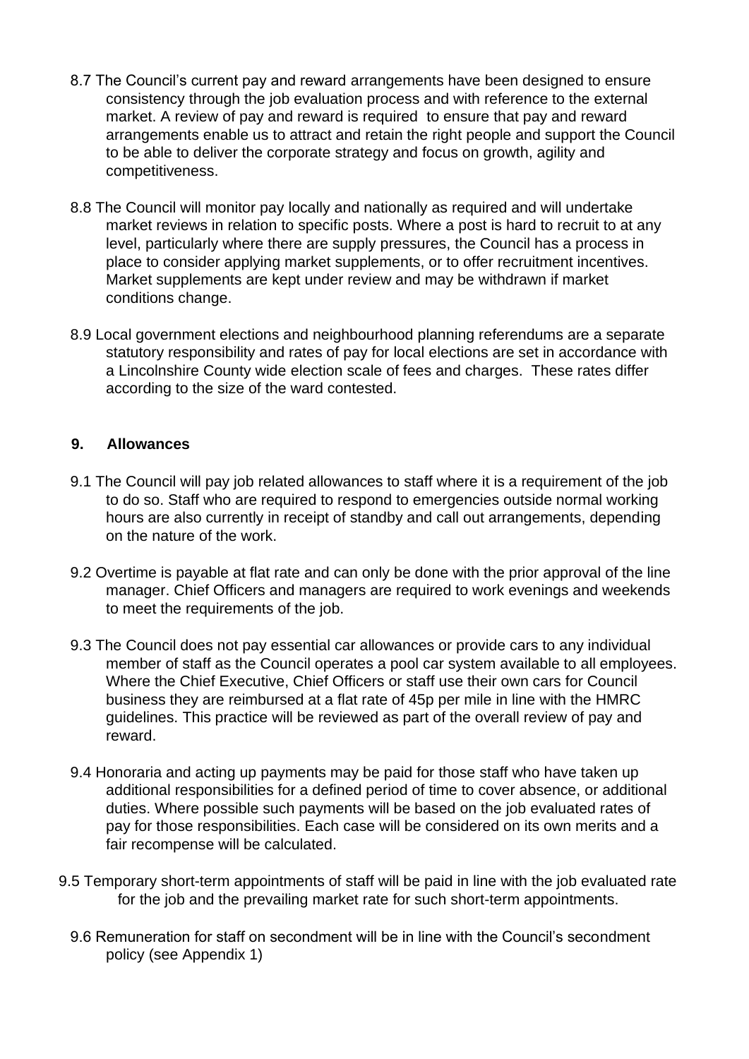8.7 The Council's current pay and reward arrangements have been designed to ensure consistency through the job evaluation process and with reference to the external market. A review of pay and reward is required to ensure that pay and reward arrangements enable us to attract and retain the right people and support the Council to be able to deliver the corporate strategy and focus on growth, agility and competitiveness.

8.8 The Council will monitor pay locally and nationally as required and will undertake market reviews in relation to specific posts. Where a post is hard to recruit to at any level, particularly where there are supply pressures, the Council has a process in place to consider applying market supplements, or to offer recruitment incentives. Market supplements are kept under review and may be withdrawn if market conditions change.

8.9 Local government elections and neighbourhood planning referendums are a separate statutory responsibility and rates of pay for local elections are set in accordance with a Lincolnshire County wide election scale of fees and charges. These rates differ according to the size of the ward contested.

## 9. Allowances

9.1 The Council will pay job related allowances to staff where it is a requirement of the job to do so. Staff who are required to respond to emergencies outside normal working hours are also currently in receipt of standby and call out arrangements, depending on the nature of the work.

9.2 Overtime is payable at flat rate and can only be done with the prior approval of the line manager. Chief Officers and managers are required to work evenings and weekends to meet the requirements of the job.

9.3 The Council does not pay essential car allowances or provide cars to any individual member of staff as the Council operates a pool car system available to all employees. Where the Chief Executive, Chief Officers or staff use their own cars for Council business they are reimbursed at a flat rate of 45p per mile in line with the HMRC guidelines. This practice will be reviewed as part of the overall review of pay and reward.

9.4 Honoraria and acting up payments may be paid for those staff who have taken up additional responsibilities for a defined period of time to cover absence, or additional duties. Where possible such payments will be based on the job evaluated rates of pay for those responsibilities. Each case will be considered on its own merits and a fair recompense will be calculated.

9.5 Temporary short-term appointments of staff will be paid in line with the job evaluated rate for the job and the prevailing market rate for such short-term appointments.

9.6 Remuneration for staff on secondment will be in line with the Council's secondment policy (see Appendix 1)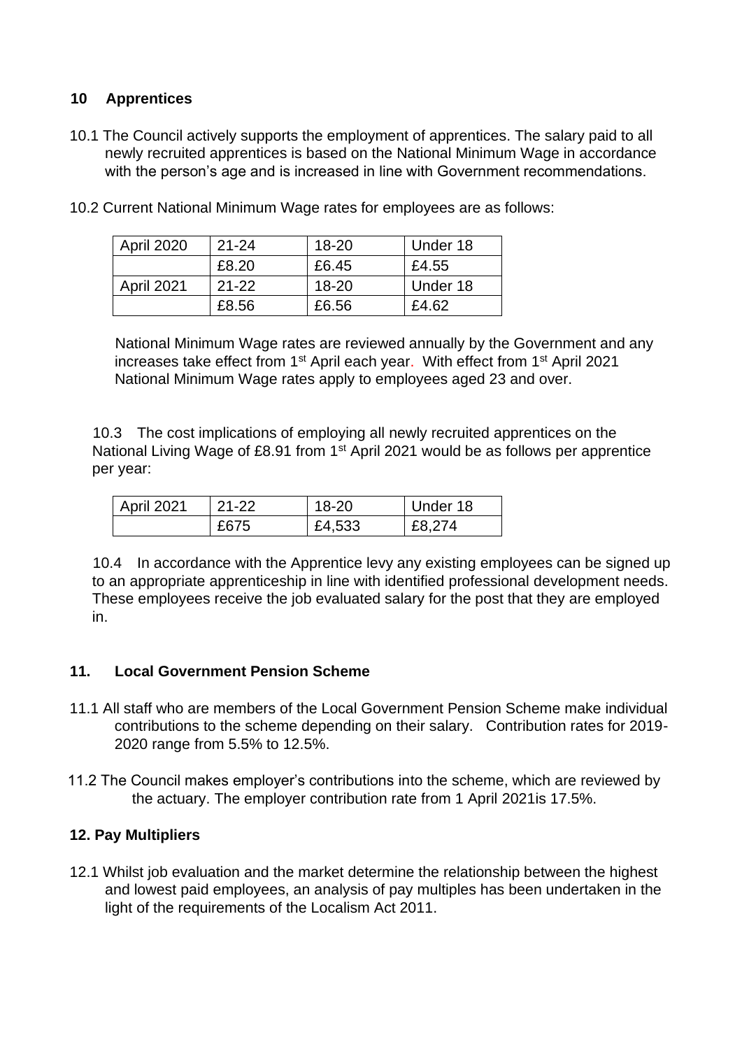## 10 Apprentices

10.1 The Council actively supports the employment of apprentices. The salary paid to all newly recruited apprentices is based on the National Minimum Wage in accordance with the person's age and is increased in line with Government recommendations.

10.2 Current National Minimum Wage rates for employees are as follows:

| April 2020 | 21-24 | 18-20 | Under 18 |
|---|---|---|---|
| | £8.20 | £6.45 | £4.55 |
| April 2021 | 21-22 | 18-20 | Under 18 |
| | £8.56 | £6.56 | £4.62 |

National Minimum Wage rates are reviewed annually by the Government and any increases take effect from 1st April each year. With effect from 1st April 2021 National Minimum Wage rates apply to employees aged 23 and over.

10.3 The cost implications of employing all newly recruited apprentices on the National Living Wage of £8.91 from 1st April 2021 would be as follows per apprentice per year:

| April 2021 | 21-22 | 18-20 | Under 18 |
|---|---|---|---|
| | £675 | £4,533 | £8,274 |

10.4 In accordance with the Apprentice levy any existing employees can be signed up to an appropriate apprenticeship in line with identified professional development needs. These employees receive the job evaluated salary for the post that they are employed in.

## 11. Local Government Pension Scheme

11.1 All staff who are members of the Local Government Pension Scheme make individual contributions to the scheme depending on their salary. Contribution rates for 2019-2020 range from 5.5% to 12.5%.

11.2 The Council makes employer's contributions into the scheme, which are reviewed by the actuary. The employer contribution rate from 1 April 2021is 17.5%.

## 12. Pay Multipliers

12.1 Whilst job evaluation and the market determine the relationship between the highest and lowest paid employees, an analysis of pay multiples has been undertaken in the light of the requirements of the Localism Act 2011.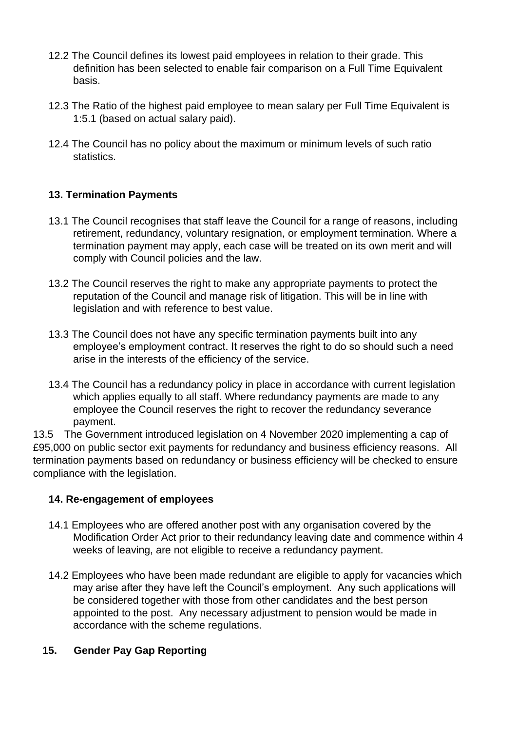12.2 The Council defines its lowest paid employees in relation to their grade. This definition has been selected to enable fair comparison on a Full Time Equivalent basis.

12.3 The Ratio of the highest paid employee to mean salary per Full Time Equivalent is 1:5.1 (based on actual salary paid).

12.4 The Council has no policy about the maximum or minimum levels of such ratio statistics.

## 13. Termination Payments

13.1 The Council recognises that staff leave the Council for a range of reasons, including retirement, redundancy, voluntary resignation, or employment termination. Where a termination payment may apply, each case will be treated on its own merit and will comply with Council policies and the law.

13.2 The Council reserves the right to make any appropriate payments to protect the reputation of the Council and manage risk of litigation. This will be in line with legislation and with reference to best value.

13.3 The Council does not have any specific termination payments built into any employee's employment contract. It reserves the right to do so should such a need arise in the interests of the efficiency of the service.

13.4 The Council has a redundancy policy in place in accordance with current legislation which applies equally to all staff. Where redundancy payments are made to any employee the Council reserves the right to recover the redundancy severance payment.

13.5 The Government introduced legislation on 4 November 2020 implementing a cap of £95,000 on public sector exit payments for redundancy and business efficiency reasons. All termination payments based on redundancy or business efficiency will be checked to ensure compliance with the legislation.

## 14. Re-engagement of employees

14.1 Employees who are offered another post with any organisation covered by the Modification Order Act prior to their redundancy leaving date and commence within 4 weeks of leaving, are not eligible to receive a redundancy payment.

14.2 Employees who have been made redundant are eligible to apply for vacancies which may arise after they have left the Council's employment. Any such applications will be considered together with those from other candidates and the best person appointed to the post. Any necessary adjustment to pension would be made in accordance with the scheme regulations.

## 15. Gender Pay Gap Reporting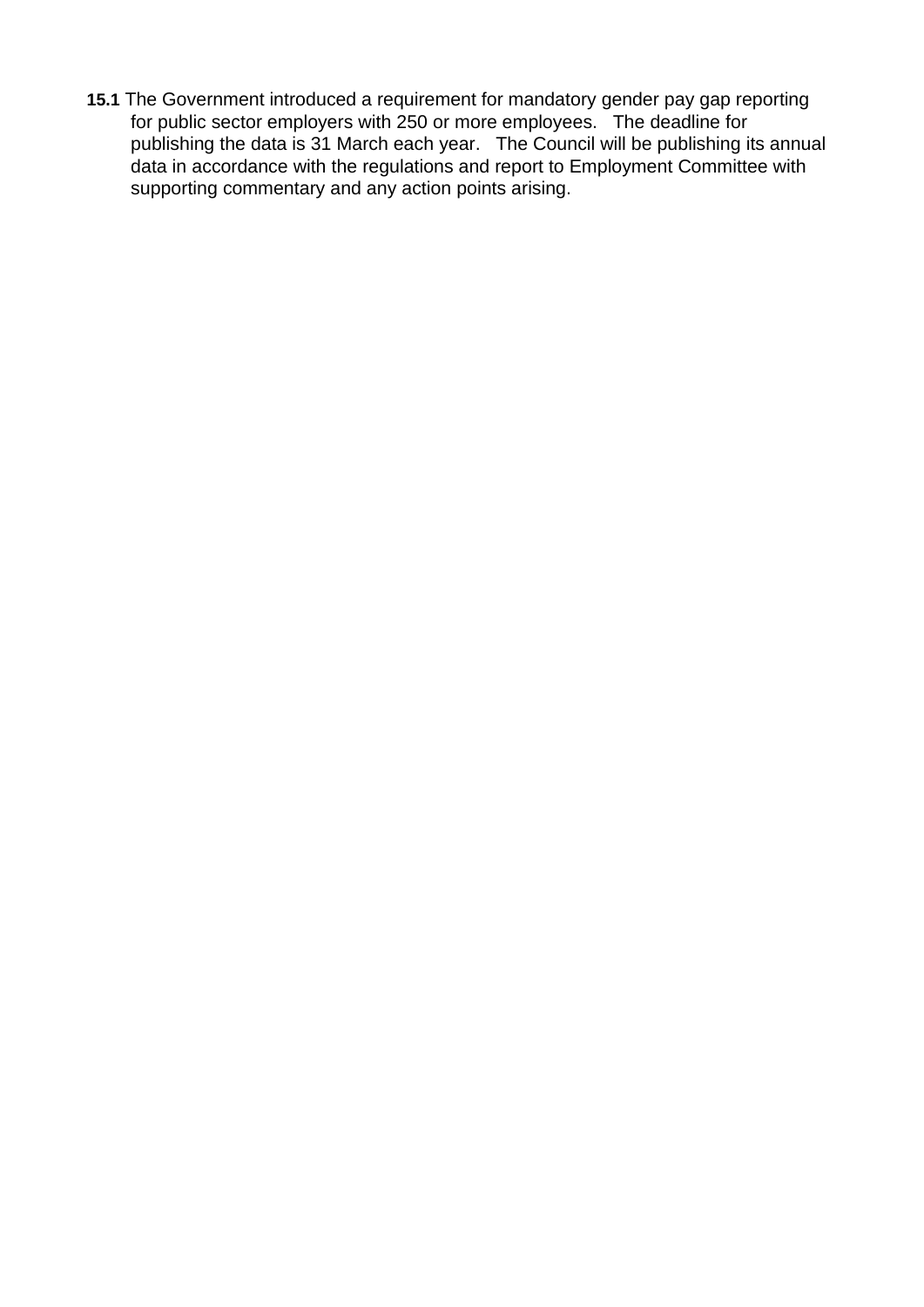**15.1** The Government introduced a requirement for mandatory gender pay gap reporting for public sector employers with 250 or more employees. The deadline for publishing the data is 31 March each year. The Council will be publishing its annual data in accordance with the regulations and report to Employment Committee with supporting commentary and any action points arising.